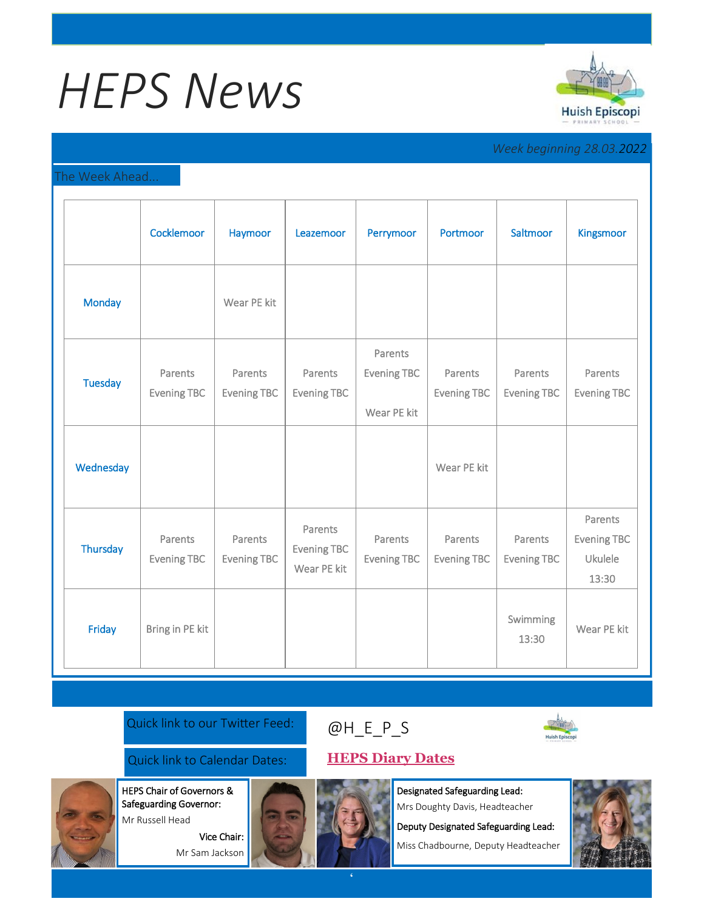# HEPS News

Huish Episcopi
PRIMARY SCHOOL

*Week beginning 28.03.2022*

The Week Ahead...

| | Cocklemoor | Haymoor | Leazemoor | Perrymoor | Portmoor | Saltmoor | Kingsmoor |
|---|---|---|---|---|---|---|---|
| Monday | | Wear PE kit | | | | | |
| Tuesday | Parents Evening TBC | Parents Evening TBC | Parents Evening TBC | Parents Evening TBC Wear PE kit | Parents Evening TBC | Parents Evening TBC | Parents Evening TBC |
| Wednesday | | | | | Wear PE kit | | |
| Thursday | Parents Evening TBC | Parents Evening TBC | Parents Evening TBC Wear PE kit | Parents Evening TBC | Parents Evening TBC | Parents Evening TBC | Parents Evening TBC Ukulele 13:30 |
| Friday | Bring in PE kit | | | | | Swimming 13:30 | Wear PE kit |

Quick link to our Twitter Feed: @H_E_P_S

Quick link to Calendar Dates: **HEPS Diary Dates**

**HEPS Chair of Governors & Safeguarding Governor:**
Mr Russell Head

**Vice Chair:**
Mr Sam Jackson

**Designated Safeguarding Lead:**
Mrs Doughty Davis, Headteacher

**Deputy Designated Safeguarding Lead:**
Miss Chadbourne, Deputy Headteacher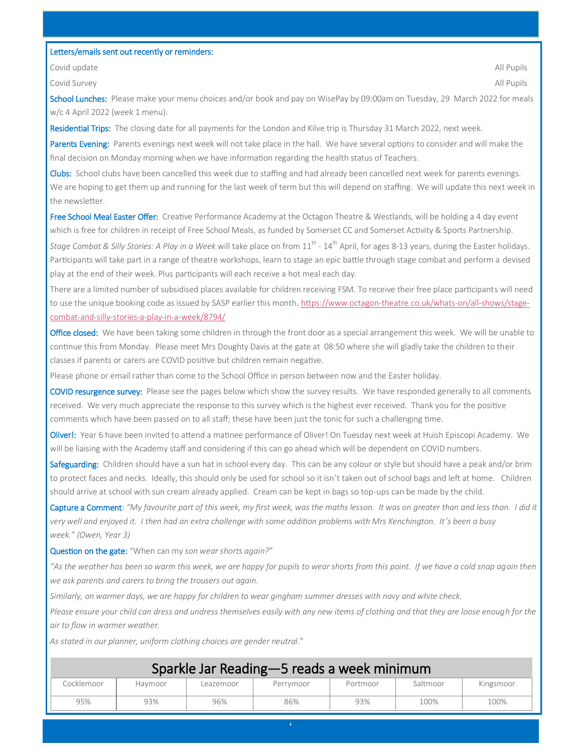Letters/emails sent out recently or reminders:

| | |
|---|---|
| Covid update | All Pupils |
| Covid Survey | All Pupils |

**School Lunches:** Please make your menu choices and/or book and pay on WisePay by 09:00am on Tuesday, 29 March 2022 for meals w/c 4 April 2022 (week 1 menu).

**Residential Trips:** The closing date for all payments for the London and Kilve trip is Thursday 31 March 2022, next week.

**Parents Evening:** Parents evenings next week will not take place in the hall. We have several options to consider and will make the final decision on Monday morning when we have information regarding the health status of Teachers.

**Clubs:** School clubs have been cancelled this week due to staffing and had already been cancelled next week for parents evenings. We are hoping to get them up and running for the last week of term but this will depend on staffing. We will update this next week in the newsletter.

**Free School Meal Easter Offer:** Creative Performance Academy at the Octagon Theatre & Westlands, will be holding a 4 day event which is free for children in receipt of Free School Meals, as funded by Somerset CC and Somerset Activity & Sports Partnership.

*Stage Combat & Silly Stories: A Play in a Week* will take place on from 11th - 14th April, for ages 8-13 years, during the Easter holidays. Participants will take part in a range of theatre workshops, learn to stage an epic battle through stage combat and perform a devised play at the end of their week. Plus participants will each receive a hot meal each day.

There are a limited number of subsidised places available for children receiving FSM. To receive their free place participants will need to use the unique booking code as issued by SASP earlier this month. https://www.octagon-theatre.co.uk/whats-on/all-shows/stage-combat-and-silly-stories-a-play-in-a-week/8794/

**Office closed:** We have been taking some children in through the front door as a special arrangement this week. We will be unable to continue this from Monday. Please meet Mrs Doughty Davis at the gate at 08:50 where she will gladly take the children to their classes if parents or carers are COVID positive but children remain negative.

Please phone or email rather than come to the School Office in person between now and the Easter holiday.

**COVID resurgence survey:** Please see the pages below which show the survey results. We have responded generally to all comments received. We very much appreciate the response to this survey which is the highest ever received. Thank you for the positive comments which have been passed on to all staff; these have been just the tonic for such a challenging time.

**Oliver!:** Year 6 have been invited to attend a matinee performance of Oliver! On Tuesday next week at Huish Episcopi Academy. We will be liaising with the Academy staff and considering if this can go ahead which will be dependent on COVID numbers.

**Safeguarding:** Children should have a sun hat in school every day. This can be any colour or style but should have a peak and/or brim to protect faces and necks. Ideally, this should only be used for school so it isn't taken out of school bags and left at home. Children should arrive at school with sun cream already applied. Cream can be kept in bags so top-ups can be made by the child.

**Capture a Comment**: *"My favourite part of this week, my first week, was the maths lesson. It was on greater than and less than. I did it very well and enjoyed it. I then had an extra challenge with some addition problems with Mrs Kenchington. It's been a busy week." (Owen, Year 3)*

**Question on the gate:** "When can my *son wear shorts again?"*

*"As the weather has been so warm this week, we are happy for pupils to wear shorts from this point. If we have a cold snap again then we ask parents and carers to bring the trousers out again.*

*Similarly, on warmer days, we are happy for children to wear gingham summer dresses with navy and white check.*

*Please ensure your child can dress and undress themselves easily with any new items of clothing and that they are loose enough for the air to flow in warmer weather.*

*As stated in our planner, uniform clothing choices are gender neutral*."

## Sparkle Jar Reading—5 reads a week minimum

| Cocklemoor | Haymoor | Leazemoor | Perrymoor | Portmoor | Saltmoor | Kingsmoor |
|---|---|---|---|---|---|---|
| 95% | 93% | 96% | 86% | 93% | 100% | 100% |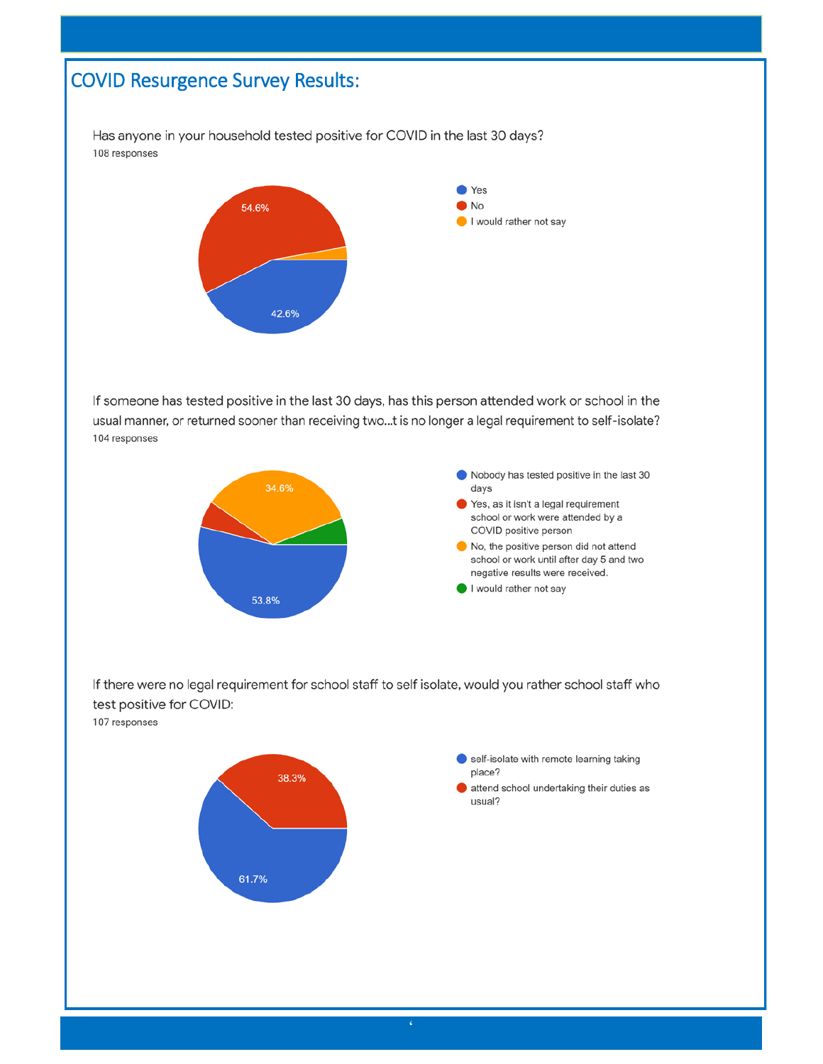## COVID Resurgence Survey Results:

Has anyone in your household tested positive for COVID in the last 30 days?
108 responses

- Yes: 42.6%
- No: 54.6%
- I would rather not say

If someone has tested positive in the last 30 days, has this person attended work or school in the usual manner, or returned sooner than receiving two...t is no longer a legal requirement to self-isolate?
104 responses

- Nobody has tested positive in the last 30 days: 53.8%
- Yes, as it isn't a legal requirement school or work were attended by a COVID positive person
- No, the positive person did not attend school or work until after day 5 and two negative results were received.: 34.6%
- I would rather not say

If there were no legal requirement for school staff to self isolate, would you rather school staff who test positive for COVID:
107 responses

- self-isolate with remote learning taking place?: 61.7%
- attend school undertaking their duties as usual?: 38.3%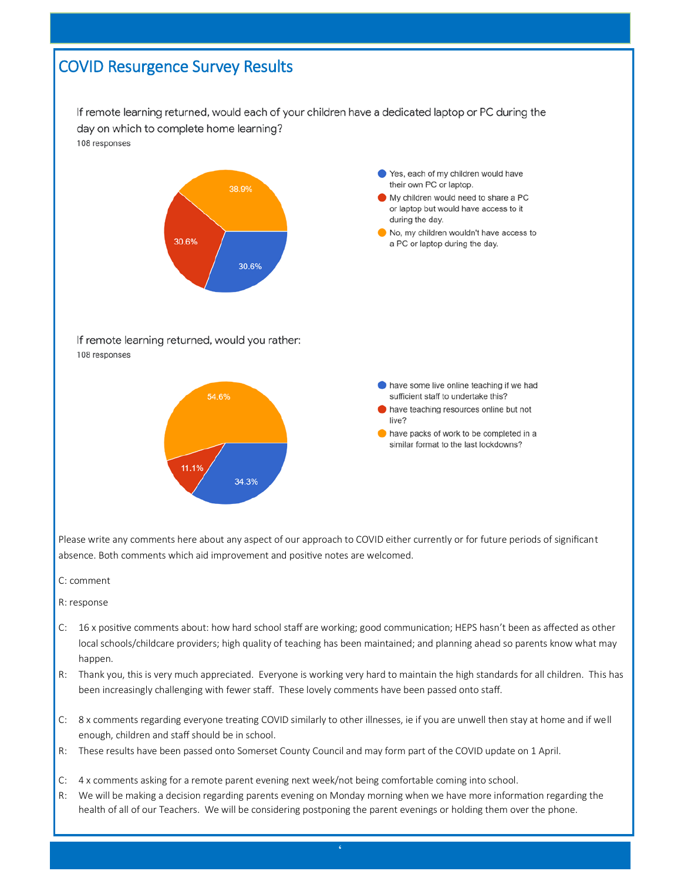# COVID Resurgence Survey Results

If remote learning returned, would each of your children have a dedicated laptop or PC during the day on which to complete home learning?

108 responses

- Yes, each of my children would have their own PC or laptop. — 30.6%
- My children would need to share a PC or laptop but would have access to it during the day. — 30.6%
- No, my children wouldn't have access to a PC or laptop during the day. — 38.9%

If remote learning returned, would you rather:

108 responses

- have some live online teaching if we had sufficient staff to undertake this? — 34.3%
- have teaching resources online but not live? — 11.1%
- have packs of work to be completed in a similar format to the last lockdowns? — 54.6%

Please write any comments here about any aspect of our approach to COVID either currently or for future periods of significant absence. Both comments which aid improvement and positive notes are welcomed.

C: comment

R: response

C: 16 x positive comments about: how hard school staff are working; good communication; HEPS hasn't been as affected as other local schools/childcare providers; high quality of teaching has been maintained; and planning ahead so parents know what may happen.

R: Thank you, this is very much appreciated. Everyone is working very hard to maintain the high standards for all children. This has been increasingly challenging with fewer staff. These lovely comments have been passed onto staff.

C: 8 x comments regarding everyone treating COVID similarly to other illnesses, ie if you are unwell then stay at home and if well enough, children and staff should be in school.

R: These results have been passed onto Somerset County Council and may form part of the COVID update on 1 April.

C: 4 x comments asking for a remote parent evening next week/not being comfortable coming into school.

R: We will be making a decision regarding parents evening on Monday morning when we have more information regarding the health of all of our Teachers. We will be considering postponing the parent evenings or holding them over the phone.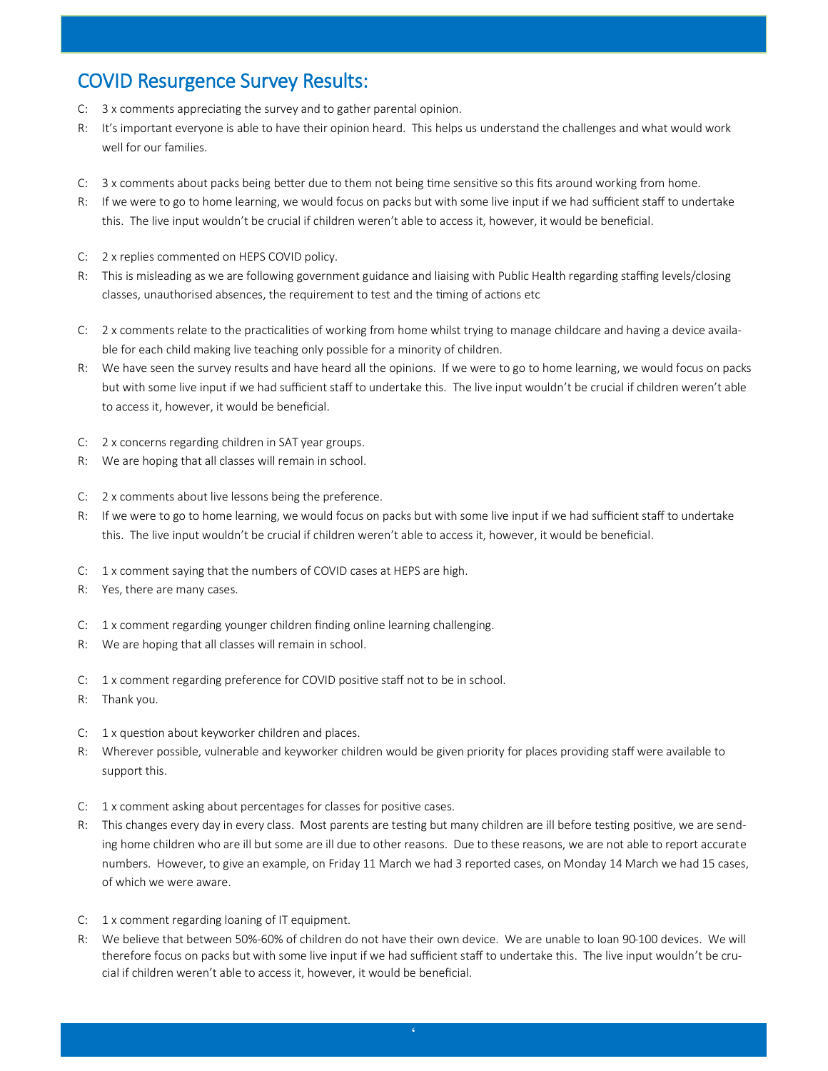## COVID Resurgence Survey Results:

C: 3 x comments appreciating the survey and to gather parental opinion.
R: It's important everyone is able to have their opinion heard. This helps us understand the challenges and what would work well for our families.

C: 3 x comments about packs being better due to them not being time sensitive so this fits around working from home.
R: If we were to go to home learning, we would focus on packs but with some live input if we had sufficient staff to undertake this. The live input wouldn't be crucial if children weren't able to access it, however, it would be beneficial.

C: 2 x replies commented on HEPS COVID policy.
R: This is misleading as we are following government guidance and liaising with Public Health regarding staffing levels/closing classes, unauthorised absences, the requirement to test and the timing of actions etc

C: 2 x comments relate to the practicalities of working from home whilst trying to manage childcare and having a device available for each child making live teaching only possible for a minority of children.
R: We have seen the survey results and have heard all the opinions. If we were to go to home learning, we would focus on packs but with some live input if we had sufficient staff to undertake this. The live input wouldn't be crucial if children weren't able to access it, however, it would be beneficial.

C: 2 x concerns regarding children in SAT year groups.
R: We are hoping that all classes will remain in school.

C: 2 x comments about live lessons being the preference.
R: If we were to go to home learning, we would focus on packs but with some live input if we had sufficient staff to undertake this. The live input wouldn't be crucial if children weren't able to access it, however, it would be beneficial.

C: 1 x comment saying that the numbers of COVID cases at HEPS are high.
R: Yes, there are many cases.

C: 1 x comment regarding younger children finding online learning challenging.
R: We are hoping that all classes will remain in school.

C: 1 x comment regarding preference for COVID positive staff not to be in school.
R: Thank you.

C: 1 x question about keyworker children and places.
R: Wherever possible, vulnerable and keyworker children would be given priority for places providing staff were available to support this.

C: 1 x comment asking about percentages for classes for positive cases.
R: This changes every day in every class. Most parents are testing but many children are ill before testing positive, we are sending home children who are ill but some are ill due to other reasons. Due to these reasons, we are not able to report accurate numbers. However, to give an example, on Friday 11 March we had 3 reported cases, on Monday 14 March we had 15 cases, of which we were aware.

C: 1 x comment regarding loaning of IT equipment.
R: We believe that between 50%-60% of children do not have their own device. We are unable to loan 90-100 devices. We will therefore focus on packs but with some live input if we had sufficient staff to undertake this. The live input wouldn't be crucial if children weren't able to access it, however, it would be beneficial.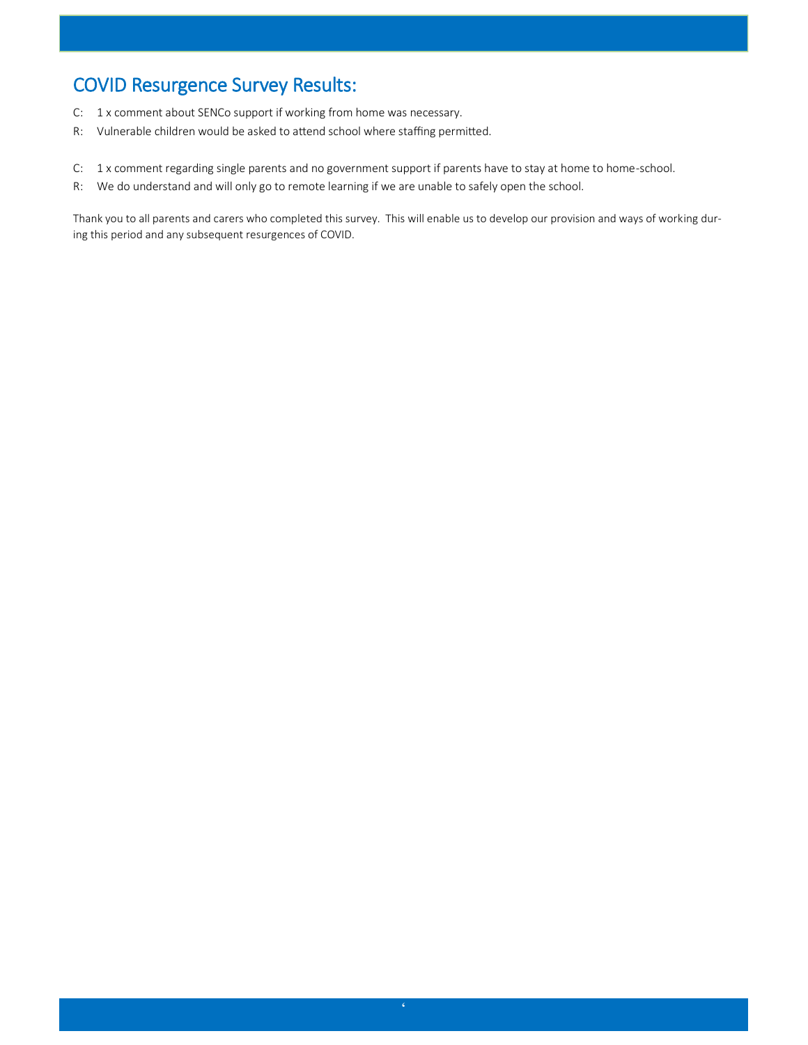## COVID Resurgence Survey Results:

C: 1 x comment about SENCo support if working from home was necessary.

R: Vulnerable children would be asked to attend school where staffing permitted.

C: 1 x comment regarding single parents and no government support if parents have to stay at home to home-school.

R: We do understand and will only go to remote learning if we are unable to safely open the school.

Thank you to all parents and carers who completed this survey. This will enable us to develop our provision and ways of working during this period and any subsequent resurgences of COVID.